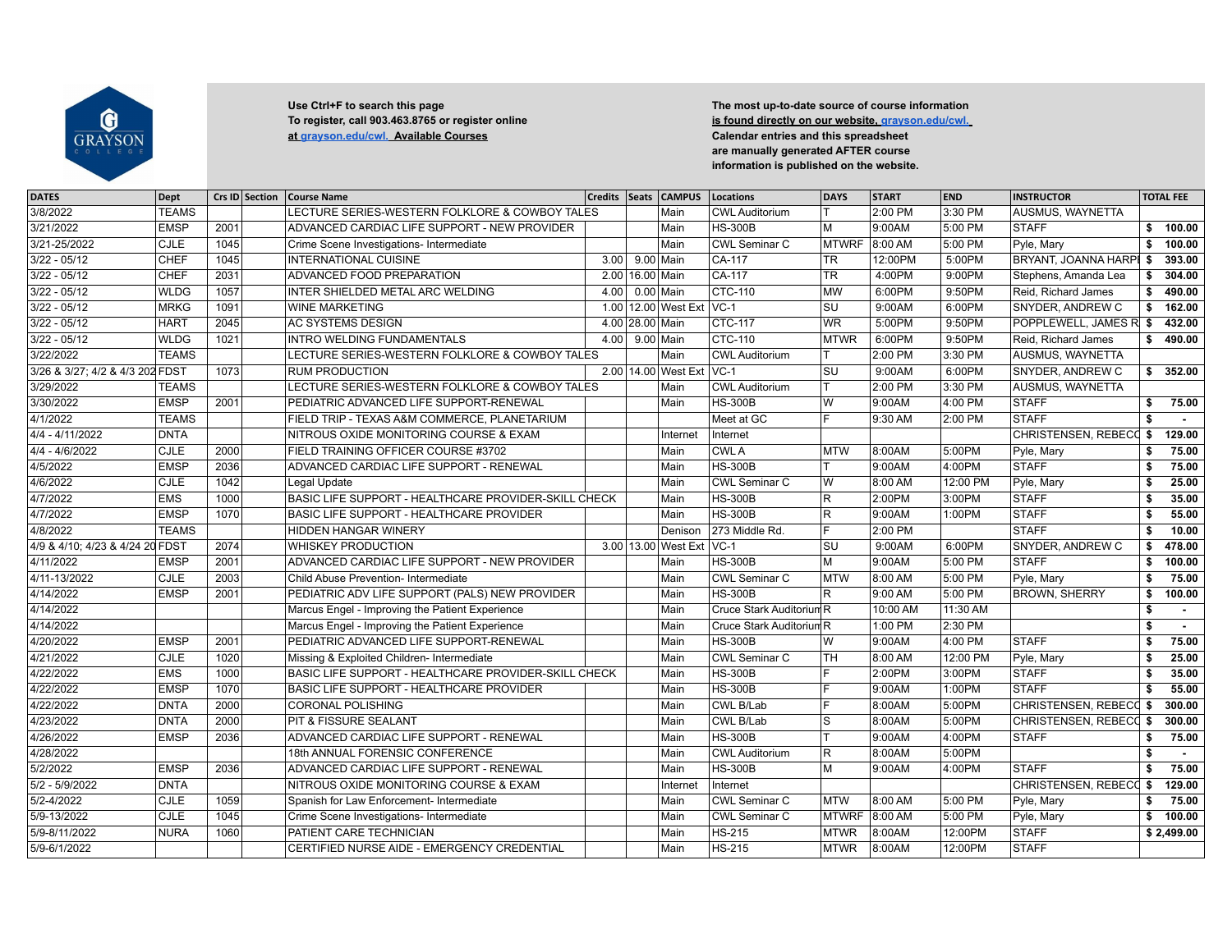Use Ctrl+F to search this page
To register, call 903.463.8765 or register online
at grayson.edu/cwl. Available Courses

The most up-to-date source of course information
is found directly on our website, grayson.edu/cwl.
Calendar entries and this spreadsheet
are manually generated AFTER course
information is published on the website.

| DATES | Dept | Crs ID | Section | Course Name | Credits | Seats | CAMPUS | Locations | DAYS | START | END | INSTRUCTOR | TOTAL FEE |
|---|---|---|---|---|---|---|---|---|---|---|---|---|---|
| 3/8/2022 | TEAMS | | | LECTURE SERIES-WESTERN FOLKLORE & COWBOY TALES | | | Main | CWL Auditorium | T | 2:00 PM | 3:30 PM | AUSMUS, WAYNETTA | |
| 3/21/2022 | EMSP | 2001 | | ADVANCED CARDIAC LIFE SUPPORT - NEW PROVIDER | | | Main | HS-300B | M | 9:00AM | 5:00 PM | STAFF | $ 100.00 |
| 3/21-25/2022 | CJLE | 1045 | | Crime Scene Investigations- Intermediate | | | Main | CWL Seminar C | MTWRF | 8:00 AM | 5:00 PM | Pyle, Mary | $ 100.00 |
| 3/22 - 05/12 | CHEF | 1045 | | INTERNATIONAL CUISINE | 3.00 | 9.00 | Main | CA-117 | TR | 12:00PM | 5:00PM | BRYANT, JOANNA HARPI | $ 393.00 |
| 3/22 - 05/12 | CHEF | 2031 | | ADVANCED FOOD PREPARATION | 2.00 | 16.00 | Main | CA-117 | TR | 4:00PM | 9:00PM | Stephens, Amanda Lea | $ 304.00 |
| 3/22 - 05/12 | WLDG | 1057 | | INTER SHIELDED METAL ARC WELDING | 4.00 | 0.00 | Main | CTC-110 | MW | 6:00PM | 9:50PM | Reid, Richard James | $ 490.00 |
| 3/22 - 05/12 | MRKG | 1091 | | WINE MARKETING | 1.00 | 12.00 | West Ext | VC-1 | SU | 9:00AM | 6:00PM | SNYDER, ANDREW C | $ 162.00 |
| 3/22 - 05/12 | HART | 2045 | | AC SYSTEMS DESIGN | 4.00 | 28.00 | Main | CTC-117 | WR | 5:00PM | 9:50PM | POPPLEWELL, JAMES R | $ 432.00 |
| 3/22 - 05/12 | WLDG | 1021 | | INTRO WELDING FUNDAMENTALS | 4.00 | 9.00 | Main | CTC-110 | MTWR | 6:00PM | 9:50PM | Reid, Richard James | $ 490.00 |
| 3/22/2022 | TEAMS | | | LECTURE SERIES-WESTERN FOLKLORE & COWBOY TALES | | | Main | CWL Auditorium | T | 2:00 PM | 3:30 PM | AUSMUS, WAYNETTA | |
| 3/26 & 3/27; 4/2 & 4/3 202 | FDST | 1073 | | RUM PRODUCTION | 2.00 | 14.00 | West Ext | VC-1 | SU | 9:00AM | 6:00PM | SNYDER, ANDREW C | $ 352.00 |
| 3/29/2022 | TEAMS | | | LECTURE SERIES-WESTERN FOLKLORE & COWBOY TALES | | | Main | CWL Auditorium | T | 2:00 PM | 3:30 PM | AUSMUS, WAYNETTA | |
| 3/30/2022 | EMSP | 2001 | | PEDIATRIC ADVANCED LIFE SUPPORT-RENEWAL | | | Main | HS-300B | W | 9:00AM | 4:00 PM | STAFF | $ 75.00 |
| 4/1/2022 | TEAMS | | | FIELD TRIP - TEXAS A&M COMMERCE, PLANETARIUM | | | | Meet at GC | F | 9:30 AM | 2:00 PM | STAFF | $ - |
| 4/4 - 4/11/2022 | DNTA | | | NITROUS OXIDE MONITORING COURSE & EXAM | | | Internet | Internet | | | | CHRISTENSEN, REBECC | $ 129.00 |
| 4/4 - 4/6/2022 | CJLE | 2000 | | FIELD TRAINING OFFICER COURSE #3702 | | | Main | CWL A | MTW | 8:00AM | 5:00PM | Pyle, Mary | $ 75.00 |
| 4/5/2022 | EMSP | 2036 | | ADVANCED CARDIAC LIFE SUPPORT - RENEWAL | | | Main | HS-300B | T | 9:00AM | 4:00PM | STAFF | $ 75.00 |
| 4/6/2022 | CJLE | 1042 | | Legal Update | | | Main | CWL Seminar C | W | 8:00 AM | 12:00 PM | Pyle, Mary | $ 25.00 |
| 4/7/2022 | EMS | 1000 | | BASIC LIFE SUPPORT - HEALTHCARE PROVIDER-SKILL CHECK | | | Main | HS-300B | R | 2:00PM | 3:00PM | STAFF | $ 35.00 |
| 4/7/2022 | EMSP | 1070 | | BASIC LIFE SUPPORT - HEALTHCARE PROVIDER | | | Main | HS-300B | R | 9:00AM | 1:00PM | STAFF | $ 55.00 |
| 4/8/2022 | TEAMS | | | HIDDEN HANGAR WINERY | | | Denison | 273 Middle Rd. | F | 2:00 PM | | STAFF | $ 10.00 |
| 4/9 & 4/10; 4/23 & 4/24 20 | FDST | 2074 | | WHISKEY PRODUCTION | 3.00 | 13.00 | West Ext | VC-1 | SU | 9:00AM | 6:00PM | SNYDER, ANDREW C | $ 478.00 |
| 4/11/2022 | EMSP | 2001 | | ADVANCED CARDIAC LIFE SUPPORT - NEW PROVIDER | | | Main | HS-300B | M | 9:00AM | 5:00 PM | STAFF | $ 100.00 |
| 4/11-13/2022 | CJLE | 2003 | | Child Abuse Prevention- Intermediate | | | Main | CWL Seminar C | MTW | 8:00 AM | 5:00 PM | Pyle, Mary | $ 75.00 |
| 4/14/2022 | EMSP | 2001 | | PEDIATRIC ADV LIFE SUPPORT (PALS) NEW PROVIDER | | | Main | HS-300B | R | 9:00 AM | 5:00 PM | BROWN, SHERRY | $ 100.00 |
| 4/14/2022 | | | | Marcus Engel - Improving the Patient Experience | | | Main | Cruce Stark Auditorium | R | 10:00 AM | 11:30 AM | | $ - |
| 4/14/2022 | | | | Marcus Engel - Improving the Patient Experience | | | Main | Cruce Stark Auditorium | R | 1:00 PM | 2:30 PM | | $ - |
| 4/20/2022 | EMSP | 2001 | | PEDIATRIC ADVANCED LIFE SUPPORT-RENEWAL | | | Main | HS-300B | W | 9:00AM | 4:00 PM | STAFF | $ 75.00 |
| 4/21/2022 | CJLE | 1020 | | Missing & Exploited Children- Intermediate | | | Main | CWL Seminar C | TH | 8:00 AM | 12:00 PM | Pyle, Mary | $ 25.00 |
| 4/22/2022 | EMS | 1000 | | BASIC LIFE SUPPORT - HEALTHCARE PROVIDER-SKILL CHECK | | | Main | HS-300B | F | 2:00PM | 3:00PM | STAFF | $ 35.00 |
| 4/22/2022 | EMSP | 1070 | | BASIC LIFE SUPPORT - HEALTHCARE PROVIDER | | | Main | HS-300B | F | 9:00AM | 1:00PM | STAFF | $ 55.00 |
| 4/22/2022 | DNTA | 2000 | | CORONAL POLISHING | | | Main | CWL B/Lab | F | 8:00AM | 5:00PM | CHRISTENSEN, REBECC | $ 300.00 |
| 4/23/2022 | DNTA | 2000 | | PIT & FISSURE SEALANT | | | Main | CWL B/Lab | S | 8:00AM | 5:00PM | CHRISTENSEN, REBECC | $ 300.00 |
| 4/26/2022 | EMSP | 2036 | | ADVANCED CARDIAC LIFE SUPPORT - RENEWAL | | | Main | HS-300B | T | 9:00AM | 4:00PM | STAFF | $ 75.00 |
| 4/28/2022 | | | | 18th ANNUAL FORENSIC CONFERENCE | | | Main | CWL Auditorium | R | 8:00AM | 5:00PM | | $ - |
| 5/2/2022 | EMSP | 2036 | | ADVANCED CARDIAC LIFE SUPPORT - RENEWAL | | | Main | HS-300B | M | 9:00AM | 4:00PM | STAFF | $ 75.00 |
| 5/2 - 5/9/2022 | DNTA | | | NITROUS OXIDE MONITORING COURSE & EXAM | | | Internet | Internet | | | | CHRISTENSEN, REBECC | $ 129.00 |
| 5/2-4/2022 | CJLE | 1059 | | Spanish for Law Enforcement- Intermediate | | | Main | CWL Seminar C | MTW | 8:00 AM | 5:00 PM | Pyle, Mary | $ 75.00 |
| 5/9-13/2022 | CJLE | 1045 | | Crime Scene Investigations- Intermediate | | | Main | CWL Seminar C | MTWRF | 8:00 AM | 5:00 PM | Pyle, Mary | $ 100.00 |
| 5/9-8/11/2022 | NURA | 1060 | | PATIENT CARE TECHNICIAN | | | Main | HS-215 | MTWR | 8:00AM | 12:00PM | STAFF | $ 2,499.00 |
| 5/9-6/1/2022 | | | | CERTIFIED NURSE AIDE - EMERGENCY CREDENTIAL | | | Main | HS-215 | MTWR | 8:00AM | 12:00PM | STAFF | |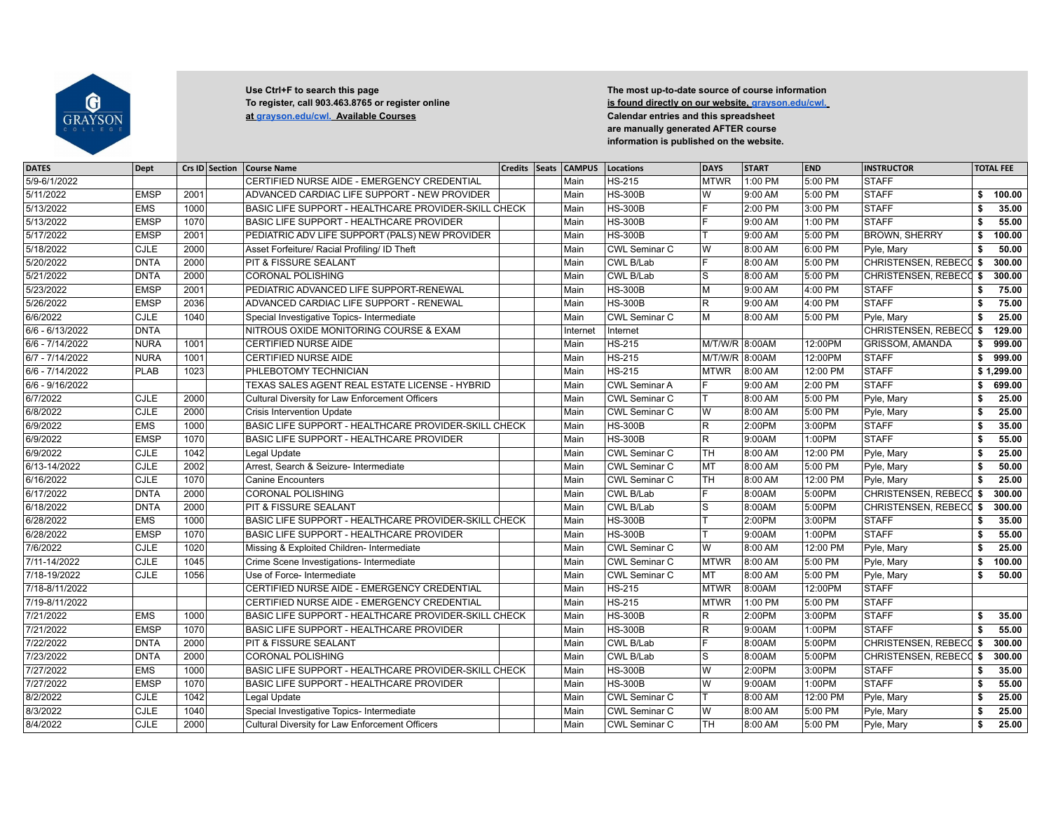Use Ctrl+F to search this page
To register, call 903.463.8765 or register online at grayson.edu/cwl. Available Courses

The most up-to-date source of course information is found directly on our website, grayson.edu/cwl. Calendar entries and this spreadsheet are manually generated AFTER course information is published on the website.

| DATES | Dept | Crs ID | Section | Course Name | Credits | Seats | CAMPUS | Locations | DAYS | START | END | INSTRUCTOR | TOTAL FEE |
|---|---|---|---|---|---|---|---|---|---|---|---|---|---|
| 5/9-6/1/2022 | | | | CERTIFIED NURSE AIDE - EMERGENCY CREDENTIAL | | | Main | HS-215 | MTWR | 1:00 PM | 5:00 PM | STAFF | |
| 5/11/2022 | EMSP | 2001 | | ADVANCED CARDIAC LIFE SUPPORT - NEW PROVIDER | | | Main | HS-300B | W | 9:00 AM | 5:00 PM | STAFF | $ 100.00 |
| 5/13/2022 | EMS | 1000 | | BASIC LIFE SUPPORT - HEALTHCARE PROVIDER-SKILL CHECK | | | Main | HS-300B | F | 2:00 PM | 3:00 PM | STAFF | $ 35.00 |
| 5/13/2022 | EMSP | 1070 | | BASIC LIFE SUPPORT - HEALTHCARE PROVIDER | | | Main | HS-300B | F | 9:00 AM | 1:00 PM | STAFF | $ 55.00 |
| 5/17/2022 | EMSP | 2001 | | PEDIATRIC ADV LIFE SUPPORT (PALS) NEW PROVIDER | | | Main | HS-300B | T | 9:00 AM | 5:00 PM | BROWN, SHERRY | $ 100.00 |
| 5/18/2022 | CJLE | 2000 | | Asset Forfeiture/ Racial Profiling/ ID Theft | | | Main | CWL Seminar C | W | 8:00 AM | 6:00 PM | Pyle, Mary | $ 50.00 |
| 5/20/2022 | DNTA | 2000 | | PIT & FISSURE SEALANT | | | Main | CWL B/Lab | F | 8:00 AM | 5:00 PM | CHRISTENSEN, REBECC | $ 300.00 |
| 5/21/2022 | DNTA | 2000 | | CORONAL POLISHING | | | Main | CWL B/Lab | S | 8:00 AM | 5:00 PM | CHRISTENSEN, REBECC | $ 300.00 |
| 5/23/2022 | EMSP | 2001 | | PEDIATRIC ADVANCED LIFE SUPPORT-RENEWAL | | | Main | HS-300B | M | 9:00 AM | 4:00 PM | STAFF | $ 75.00 |
| 5/26/2022 | EMSP | 2036 | | ADVANCED CARDIAC LIFE SUPPORT - RENEWAL | | | Main | HS-300B | R | 9:00 AM | 4:00 PM | STAFF | $ 75.00 |
| 6/6/2022 | CJLE | 1040 | | Special Investigative Topics- Intermediate | | | Main | CWL Seminar C | M | 8:00 AM | 5:00 PM | Pyle, Mary | $ 25.00 |
| 6/6 - 6/13/2022 | DNTA | | | NITROUS OXIDE MONITORING COURSE & EXAM | | | Internet | Internet | | | | CHRISTENSEN, REBECC | $ 129.00 |
| 6/6 - 7/14/2022 | NURA | 1001 | | CERTIFIED NURSE AIDE | | | Main | HS-215 | M/T/W/R | 8:00AM | 12:00PM | GRISSOM, AMANDA | $ 999.00 |
| 6/7 - 7/14/2022 | NURA | 1001 | | CERTIFIED NURSE AIDE | | | Main | HS-215 | M/T/W/R | 8:00AM | 12:00PM | STAFF | $ 999.00 |
| 6/6 - 7/14/2022 | PLAB | 1023 | | PHLEBOTOMY TECHNICIAN | | | Main | HS-215 | MTWR | 8:00 AM | 12:00 PM | STAFF | $ 1,299.00 |
| 6/6 - 9/16/2022 | | | | TEXAS SALES AGENT REAL ESTATE LICENSE - HYBRID | | | Main | CWL Seminar A | F | 9:00 AM | 2:00 PM | STAFF | $ 699.00 |
| 6/7/2022 | CJLE | 2000 | | Cultural Diversity for Law Enforcement Officers | | | Main | CWL Seminar C | T | 8:00 AM | 5:00 PM | Pyle, Mary | $ 25.00 |
| 6/8/2022 | CJLE | 2000 | | Crisis Intervention Update | | | Main | CWL Seminar C | W | 8:00 AM | 5:00 PM | Pyle, Mary | $ 25.00 |
| 6/9/2022 | EMS | 1000 | | BASIC LIFE SUPPORT - HEALTHCARE PROVIDER-SKILL CHECK | | | Main | HS-300B | R | 2:00PM | 3:00PM | STAFF | $ 35.00 |
| 6/9/2022 | EMSP | 1070 | | BASIC LIFE SUPPORT - HEALTHCARE PROVIDER | | | Main | HS-300B | R | 9:00AM | 1:00PM | STAFF | $ 55.00 |
| 6/9/2022 | CJLE | 1042 | | Legal Update | | | Main | CWL Seminar C | TH | 8:00 AM | 12:00 PM | Pyle, Mary | $ 25.00 |
| 6/13-14/2022 | CJLE | 2002 | | Arrest, Search & Seizure- Intermediate | | | Main | CWL Seminar C | MT | 8:00 AM | 5:00 PM | Pyle, Mary | $ 50.00 |
| 6/16/2022 | CJLE | 1070 | | Canine Encounters | | | Main | CWL Seminar C | TH | 8:00 AM | 12:00 PM | Pyle, Mary | $ 25.00 |
| 6/17/2022 | DNTA | 2000 | | CORONAL POLISHING | | | Main | CWL B/Lab | F | 8:00AM | 5:00PM | CHRISTENSEN, REBECC | $ 300.00 |
| 6/18/2022 | DNTA | 2000 | | PIT & FISSURE SEALANT | | | Main | CWL B/Lab | S | 8:00AM | 5:00PM | CHRISTENSEN, REBECC | $ 300.00 |
| 6/28/2022 | EMS | 1000 | | BASIC LIFE SUPPORT - HEALTHCARE PROVIDER-SKILL CHECK | | | Main | HS-300B | T | 2:00PM | 3:00PM | STAFF | $ 35.00 |
| 6/28/2022 | EMSP | 1070 | | BASIC LIFE SUPPORT - HEALTHCARE PROVIDER | | | Main | HS-300B | T | 9:00AM | 1:00PM | STAFF | $ 55.00 |
| 7/6/2022 | CJLE | 1020 | | Missing & Exploited Children- Intermediate | | | Main | CWL Seminar C | W | 8:00 AM | 12:00 PM | Pyle, Mary | $ 25.00 |
| 7/11-14/2022 | CJLE | 1045 | | Crime Scene Investigations- Intermediate | | | Main | CWL Seminar C | MTWR | 8:00 AM | 5:00 PM | Pyle, Mary | $ 100.00 |
| 7/18-19/2022 | CJLE | 1056 | | Use of Force- Intermediate | | | Main | CWL Seminar C | MT | 8:00 AM | 5:00 PM | Pyle, Mary | $ 50.00 |
| 7/18-8/11/2022 | | | | CERTIFIED NURSE AIDE - EMERGENCY CREDENTIAL | | | Main | HS-215 | MTWR | 8:00AM | 12:00PM | STAFF | |
| 7/19-8/11/2022 | | | | CERTIFIED NURSE AIDE - EMERGENCY CREDENTIAL | | | Main | HS-215 | MTWR | 1:00 PM | 5:00 PM | STAFF | |
| 7/21/2022 | EMS | 1000 | | BASIC LIFE SUPPORT - HEALTHCARE PROVIDER-SKILL CHECK | | | Main | HS-300B | R | 2:00PM | 3:00PM | STAFF | $ 35.00 |
| 7/21/2022 | EMSP | 1070 | | BASIC LIFE SUPPORT - HEALTHCARE PROVIDER | | | Main | HS-300B | R | 9:00AM | 1:00PM | STAFF | $ 55.00 |
| 7/22/2022 | DNTA | 2000 | | PIT & FISSURE SEALANT | | | Main | CWL B/Lab | F | 8:00AM | 5:00PM | CHRISTENSEN, REBECC | $ 300.00 |
| 7/23/2022 | DNTA | 2000 | | CORONAL POLISHING | | | Main | CWL B/Lab | S | 8:00AM | 5:00PM | CHRISTENSEN, REBECC | $ 300.00 |
| 7/27/2022 | EMS | 1000 | | BASIC LIFE SUPPORT - HEALTHCARE PROVIDER-SKILL CHECK | | | Main | HS-300B | W | 2:00PM | 3:00PM | STAFF | $ 35.00 |
| 7/27/2022 | EMSP | 1070 | | BASIC LIFE SUPPORT - HEALTHCARE PROVIDER | | | Main | HS-300B | W | 9:00AM | 1:00PM | STAFF | $ 55.00 |
| 8/2/2022 | CJLE | 1042 | | Legal Update | | | Main | CWL Seminar C | T | 8:00 AM | 12:00 PM | Pyle, Mary | $ 25.00 |
| 8/3/2022 | CJLE | 1040 | | Special Investigative Topics- Intermediate | | | Main | CWL Seminar C | W | 8:00 AM | 5:00 PM | Pyle, Mary | $ 25.00 |
| 8/4/2022 | CJLE | 2000 | | Cultural Diversity for Law Enforcement Officers | | | Main | CWL Seminar C | TH | 8:00 AM | 5:00 PM | Pyle, Mary | $ 25.00 |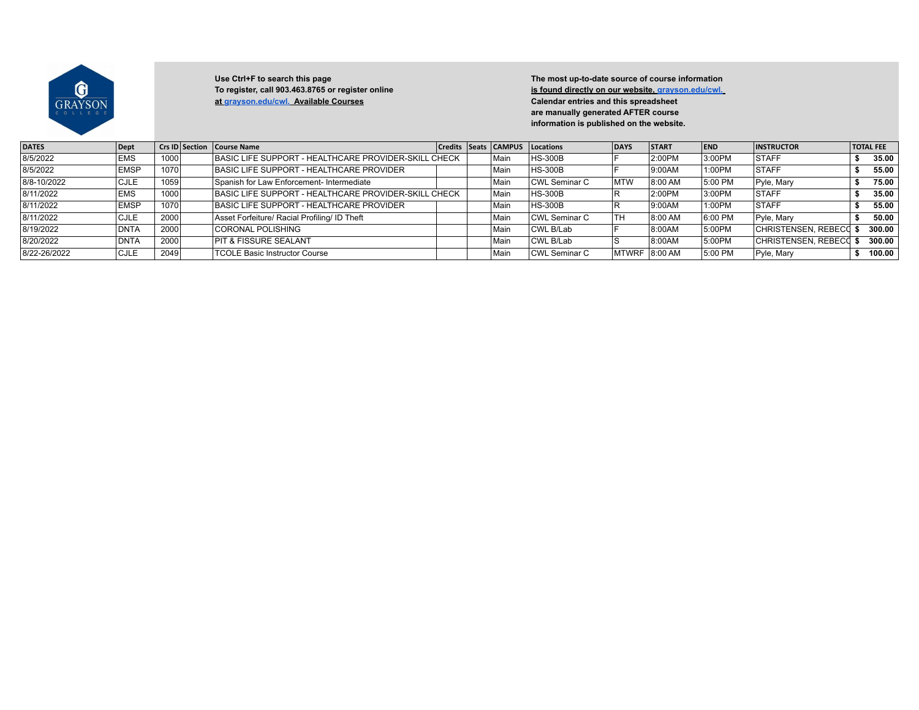GRAYSON COLLEGE

**Use Ctrl+F to search this page**
**To register, call 903.463.8765 or register online at grayson.edu/cwl. Available Courses**

**The most up-to-date source of course information is found directly on our website, grayson.edu/cwl. Calendar entries and this spreadsheet are manually generated AFTER course information is published on the website.**

| DATES | Dept | Crs ID | Section | Course Name | Credits | Seats | CAMPUS | Locations | DAYS | START | END | INSTRUCTOR | TOTAL FEE |
|---|---|---|---|---|---|---|---|---|---|---|---|---|---|
| 8/5/2022 | EMS | 1000 | | BASIC LIFE SUPPORT - HEALTHCARE PROVIDER-SKILL CHECK | | | Main | HS-300B | F | 2:00PM | 3:00PM | STAFF | $ 35.00 |
| 8/5/2022 | EMSP | 1070 | | BASIC LIFE SUPPORT - HEALTHCARE PROVIDER | | | Main | HS-300B | F | 9:00AM | 1:00PM | STAFF | $ 55.00 |
| 8/8-10/2022 | CJLE | 1059 | | Spanish for Law Enforcement- Intermediate | | | Main | CWL Seminar C | MTW | 8:00 AM | 5:00 PM | Pyle, Mary | $ 75.00 |
| 8/11/2022 | EMS | 1000 | | BASIC LIFE SUPPORT - HEALTHCARE PROVIDER-SKILL CHECK | | | Main | HS-300B | R | 2:00PM | 3:00PM | STAFF | $ 35.00 |
| 8/11/2022 | EMSP | 1070 | | BASIC LIFE SUPPORT - HEALTHCARE PROVIDER | | | Main | HS-300B | R | 9:00AM | 1:00PM | STAFF | $ 55.00 |
| 8/11/2022 | CJLE | 2000 | | Asset Forfeiture/ Racial Profiling/ ID Theft | | | Main | CWL Seminar C | TH | 8:00 AM | 6:00 PM | Pyle, Mary | $ 50.00 |
| 8/19/2022 | DNTA | 2000 | | CORONAL POLISHING | | | Main | CWL B/Lab | F | 8:00AM | 5:00PM | CHRISTENSEN, REBECC | $ 300.00 |
| 8/20/2022 | DNTA | 2000 | | PIT & FISSURE SEALANT | | | Main | CWL B/Lab | S | 8:00AM | 5:00PM | CHRISTENSEN, REBECC | $ 300.00 |
| 8/22-26/2022 | CJLE | 2049 | | TCOLE Basic Instructor Course | | | Main | CWL Seminar C | MTWRF | 8:00 AM | 5:00 PM | Pyle, Mary | $ 100.00 |